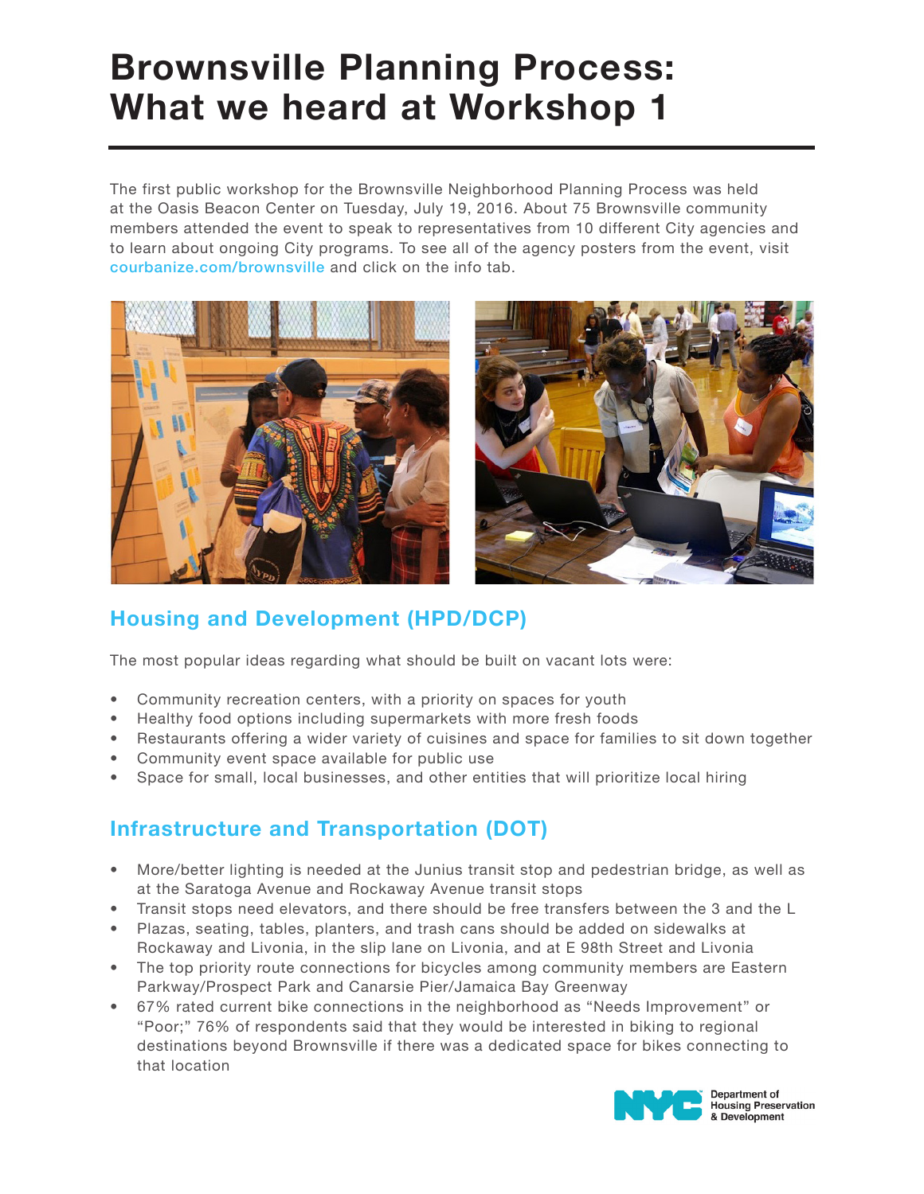# Brownsville Planning Process: What we heard at Workshop 1

The first public workshop for the Brownsville Neighborhood Planning Process was held at the Oasis Beacon Center on Tuesday, July 19, 2016. About 75 Brownsville community members attended the event to speak to representatives from 10 different City agencies and to learn about ongoing City programs. To see all of the agency posters from the event, visit courbanize.com/brownsville and click on the info tab.

## Housing and Development (HPD/DCP)

The most popular ideas regarding what should be built on vacant lots were:

- Community recreation centers, with a priority on spaces for youth
- Healthy food options including supermarkets with more fresh foods
- Restaurants offering a wider variety of cuisines and space for families to sit down together
- Community event space available for public use
- Space for small, local businesses, and other entities that will prioritize local hiring

## Infrastructure and Transportation (DOT)

- More/better lighting is needed at the Junius transit stop and pedestrian bridge, as well as at the Saratoga Avenue and Rockaway Avenue transit stops
- Transit stops need elevators, and there should be free transfers between the 3 and the L
- Plazas, seating, tables, planters, and trash cans should be added on sidewalks at Rockaway and Livonia, in the slip lane on Livonia, and at E 98th Street and Livonia
- The top priority route connections for bicycles among community members are Eastern Parkway/Prospect Park and Canarsie Pier/Jamaica Bay Greenway
- 67% rated current bike connections in the neighborhood as "Needs Improvement" or "Poor;" 76% of respondents said that they would be interested in biking to regional destinations beyond Brownsville if there was a dedicated space for bikes connecting to that location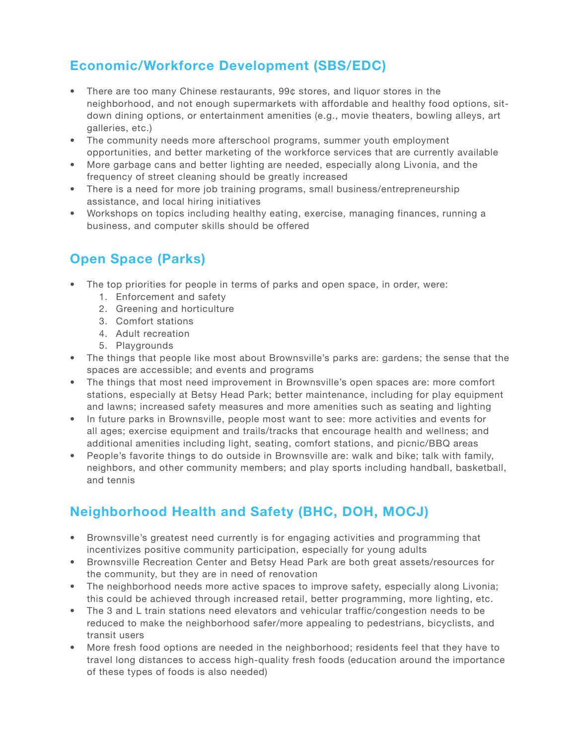## Economic/Workforce Development (SBS/EDC)

- There are too many Chinese restaurants, 99¢ stores, and liquor stores in the neighborhood, and not enough supermarkets with affordable and healthy food options, sit-down dining options, or entertainment amenities (e.g., movie theaters, bowling alleys, art galleries, etc.)
- The community needs more afterschool programs, summer youth employment opportunities, and better marketing of the workforce services that are currently available
- More garbage cans and better lighting are needed, especially along Livonia, and the frequency of street cleaning should be greatly increased
- There is a need for more job training programs, small business/entrepreneurship assistance, and local hiring initiatives
- Workshops on topics including healthy eating, exercise, managing finances, running a business, and computer skills should be offered

## Open Space (Parks)

- The top priorities for people in terms of parks and open space, in order, were:
    1. Enforcement and safety
    2. Greening and horticulture
    3. Comfort stations
    4. Adult recreation
    5. Playgrounds
- The things that people like most about Brownsville's parks are: gardens; the sense that the spaces are accessible; and events and programs
- The things that most need improvement in Brownsville's open spaces are: more comfort stations, especially at Betsy Head Park; better maintenance, including for play equipment and lawns; increased safety measures and more amenities such as seating and lighting
- In future parks in Brownsville, people most want to see: more activities and events for all ages; exercise equipment and trails/tracks that encourage health and wellness; and additional amenities including light, seating, comfort stations, and picnic/BBQ areas
- People's favorite things to do outside in Brownsville are: walk and bike; talk with family, neighbors, and other community members; and play sports including handball, basketball, and tennis

## Neighborhood Health and Safety (BHC, DOH, MOCJ)

- Brownsville's greatest need currently is for engaging activities and programming that incentivizes positive community participation, especially for young adults
- Brownsville Recreation Center and Betsy Head Park are both great assets/resources for the community, but they are in need of renovation
- The neighborhood needs more active spaces to improve safety, especially along Livonia; this could be achieved through increased retail, better programming, more lighting, etc.
- The 3 and L train stations need elevators and vehicular traffic/congestion needs to be reduced to make the neighborhood safer/more appealing to pedestrians, bicyclists, and transit users
- More fresh food options are needed in the neighborhood; residents feel that they have to travel long distances to access high-quality fresh foods (education around the importance of these types of foods is also needed)